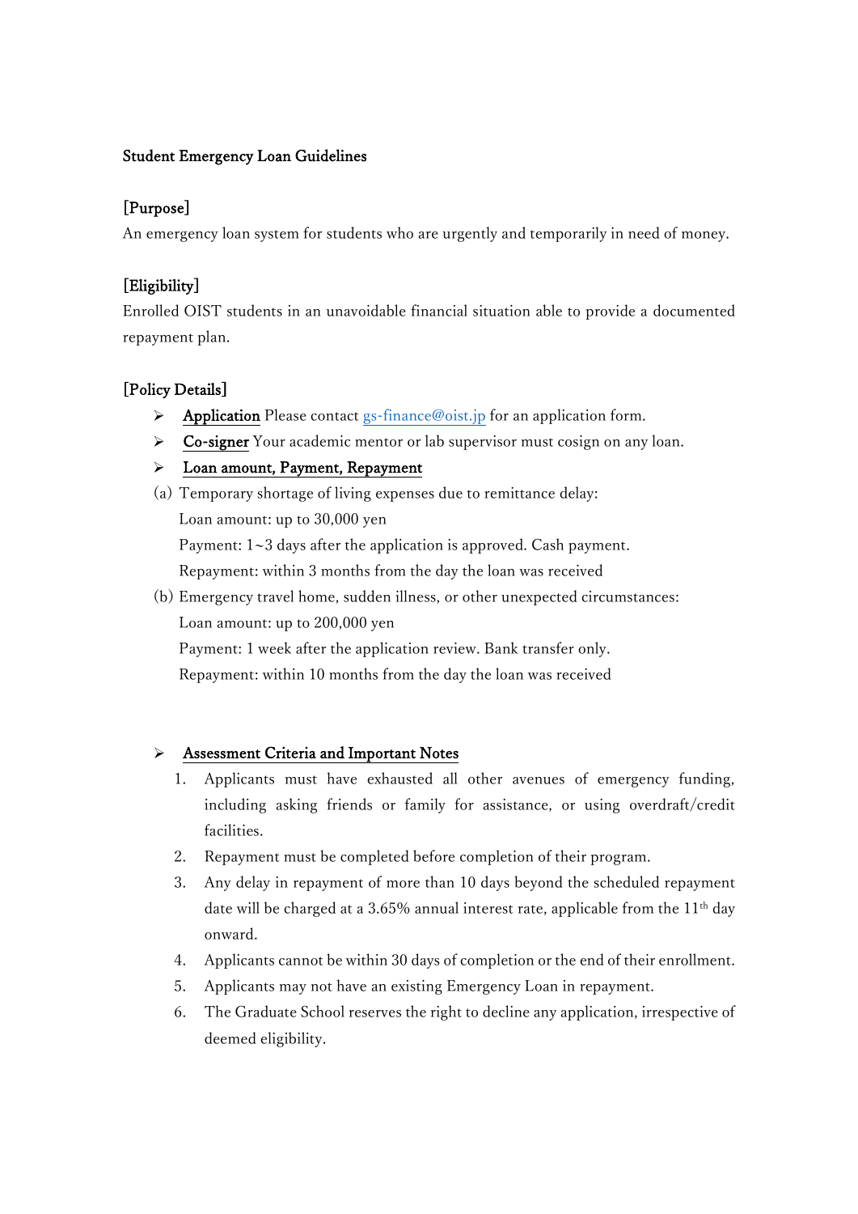# Student Emergency Loan Guidelines

## [Purpose]

An emergency loan system for students who are urgently and temporarily in need of money.

## [Eligibility]

Enrolled OIST students in an unavoidable financial situation able to provide a documented repayment plan.

## [Policy Details]

- **Application** Please contact gs-finance@oist.jp for an application form.
- **Co-signer** Your academic mentor or lab supervisor must cosign on any loan.
- **Loan amount, Payment, Repayment**

(a) Temporary shortage of living expenses due to remittance delay:
   Loan amount: up to 30,000 yen
   Payment: 1~3 days after the application is approved. Cash payment.
   Repayment: within 3 months from the day the loan was received

(b) Emergency travel home, sudden illness, or other unexpected circumstances:
   Loan amount: up to 200,000 yen
   Payment: 1 week after the application review. Bank transfer only.
   Repayment: within 10 months from the day the loan was received

- **Assessment Criteria and Important Notes**

1. Applicants must have exhausted all other avenues of emergency funding, including asking friends or family for assistance, or using overdraft/credit facilities.
2. Repayment must be completed before completion of their program.
3. Any delay in repayment of more than 10 days beyond the scheduled repayment date will be charged at a 3.65% annual interest rate, applicable from the 11th day onward.
4. Applicants cannot be within 30 days of completion or the end of their enrollment.
5. Applicants may not have an existing Emergency Loan in repayment.
6. The Graduate School reserves the right to decline any application, irrespective of deemed eligibility.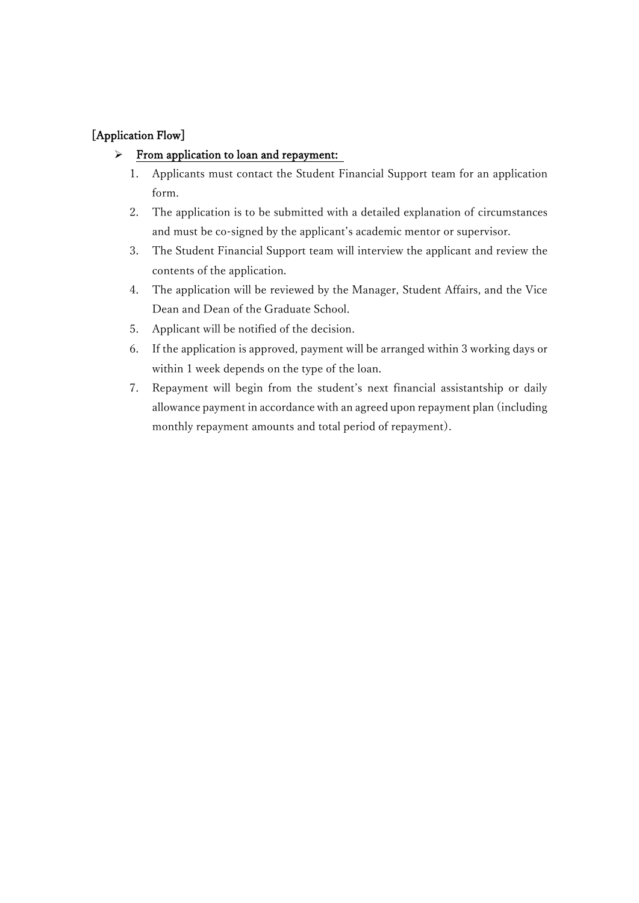**[Application Flow]**

- **From application to loan and repayment:**
  1. Applicants must contact the Student Financial Support team for an application form.
  2. The application is to be submitted with a detailed explanation of circumstances and must be co-signed by the applicant's academic mentor or supervisor.
  3. The Student Financial Support team will interview the applicant and review the contents of the application.
  4. The application will be reviewed by the Manager, Student Affairs, and the Vice Dean and Dean of the Graduate School.
  5. Applicant will be notified of the decision.
  6. If the application is approved, payment will be arranged within 3 working days or within 1 week depends on the type of the loan.
  7. Repayment will begin from the student's next financial assistantship or daily allowance payment in accordance with an agreed upon repayment plan (including monthly repayment amounts and total period of repayment).